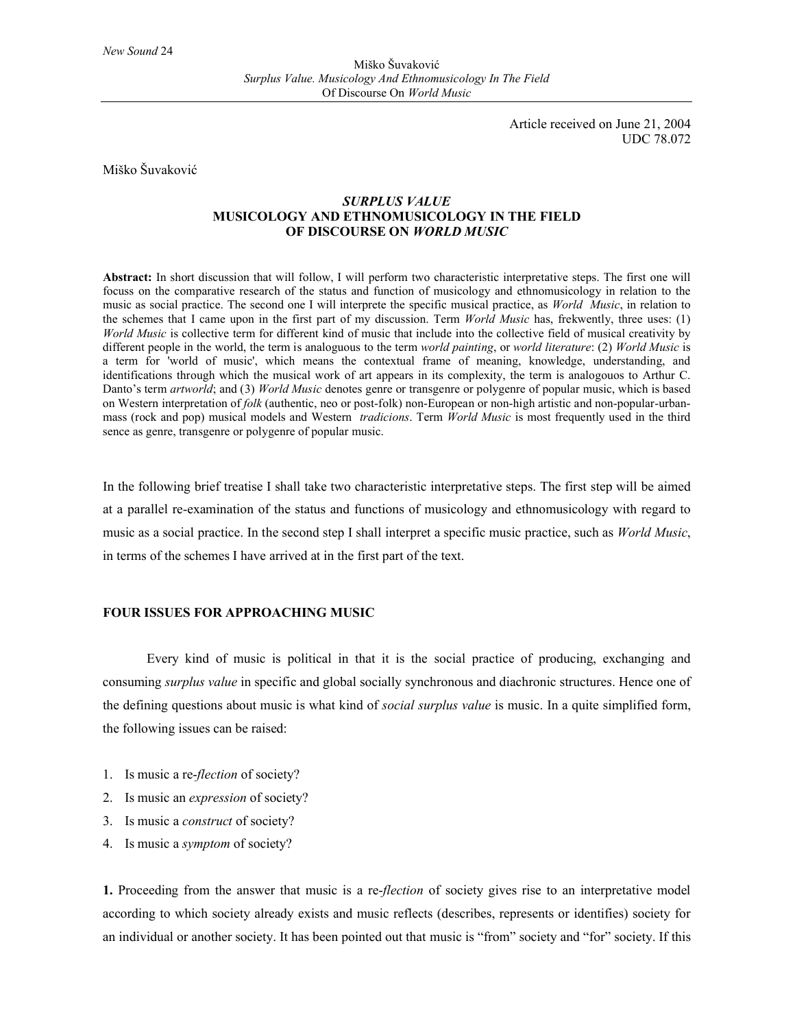Article received on June 21, 2004
UDC 78.072

Miško Šuvaković

# *SURPLUS VALUE*
# MUSICOLOGY AND ETHNOMUSICOLOGY IN THE FIELD OF DISCOURSE ON *WORLD MUSIC*

**Abstract:** In short discussion that will follow, I will perform two characteristic interpretative steps. The first one will focuss on the comparative research of the status and function of musicology and ethnomusicology in relation to the music as social practice. The second one I will interprete the specific musical practice, as *World Music*, in relation to the schemes that I came upon in the first part of my discussion. Term *World Music* has, frekwently, three uses: (1) *World Music* is collective term for different kind of music that include into the collective field of musical creativity by different people in the world, the term is analoguous to the term *world painting*, or *world literature*: (2) *World Music* is a term for 'world of music', which means the contextual frame of meaning, knowledge, understanding, and identifications through which the musical work of art appears in its complexity, the term is analogouos to Arthur C. Danto's term *artworld*; and (3) *World Music* denotes genre or transgenre or polygenre of popular music, which is based on Western interpretation of *folk* (authentic, neo or post-folk) non-European or non-high artistic and non-popular-urban-mass (rock and pop) musical models and Western *tradicions*. Term *World Music* is most frequently used in the third sence as genre, transgenre or polygenre of popular music.

In the following brief treatise I shall take two characteristic interpretative steps. The first step will be aimed at a parallel re-examination of the status and functions of musicology and ethnomusicology with regard to music as a social practice. In the second step I shall interpret a specific music practice, such as *World Music*, in terms of the schemes I have arrived at in the first part of the text.

## FOUR ISSUES FOR APPROACHING MUSIC

Every kind of music is political in that it is the social practice of producing, exchanging and consuming *surplus value* in specific and global socially synchronous and diachronic structures. Hence one of the defining questions about music is what kind of *social surplus value* is music. In a quite simplified form, the following issues can be raised:

1. Is music a re-*flection* of society?
2. Is music an *expression* of society?
3. Is music a *construct* of society?
4. Is music a *symptom* of society?

**1.** Proceeding from the answer that music is a re-*flection* of society gives rise to an interpretative model according to which society already exists and music reflects (describes, represents or identifies) society for an individual or another society. It has been pointed out that music is "from" society and "for" society. If this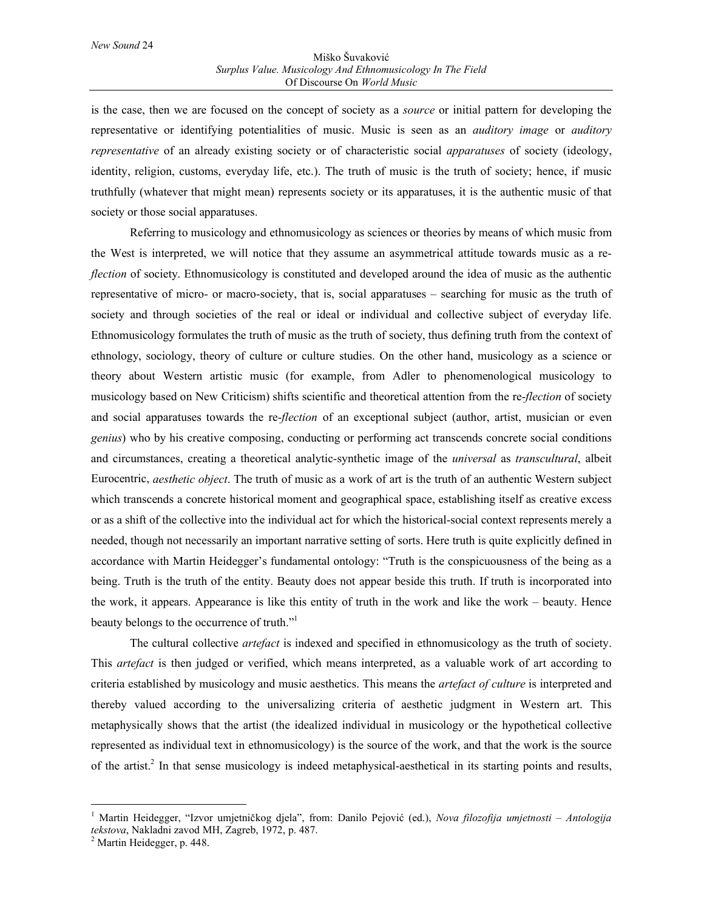is the case, then we are focused on the concept of society as a *source* or initial pattern for developing the representative or identifying potentialities of music. Music is seen as an *auditory image* or *auditory representative* of an already existing society or of characteristic social *apparatuses* of society (ideology, identity, religion, customs, everyday life, etc.). The truth of music is the truth of society; hence, if music truthfully (whatever that might mean) represents society or its apparatuses, it is the authentic music of that society or those social apparatuses.

Referring to musicology and ethnomusicology as sciences or theories by means of which music from the West is interpreted, we will notice that they assume an asymmetrical attitude towards music as a re-*flection* of society. Ethnomusicology is constituted and developed around the idea of music as the authentic representative of micro- or macro-society, that is, social apparatuses – searching for music as the truth of society and through societies of the real or ideal or individual and collective subject of everyday life. Ethnomusicology formulates the truth of music as the truth of society, thus defining truth from the context of ethnology, sociology, theory of culture or culture studies. On the other hand, musicology as a science or theory about Western artistic music (for example, from Adler to phenomenological musicology to musicology based on New Criticism) shifts scientific and theoretical attention from the re-*flection* of society and social apparatuses towards the re-*flection* of an exceptional subject (author, artist, musician or even *genius*) who by his creative composing, conducting or performing act transcends concrete social conditions and circumstances, creating a theoretical analytic-synthetic image of the *universal* as *transcultural*, albeit Eurocentric, *aesthetic object*. The truth of music as a work of art is the truth of an authentic Western subject which transcends a concrete historical moment and geographical space, establishing itself as creative excess or as a shift of the collective into the individual act for which the historical-social context represents merely a needed, though not necessarily an important narrative setting of sorts. Here truth is quite explicitly defined in accordance with Martin Heidegger's fundamental ontology: "Truth is the conspicuousness of the being as a being. Truth is the truth of the entity. Beauty does not appear beside this truth. If truth is incorporated into the work, it appears. Appearance is like this entity of truth in the work and like the work – beauty. Hence beauty belongs to the occurrence of truth."[1]

The cultural collective *artefact* is indexed and specified in ethnomusicology as the truth of society. This *artefact* is then judged or verified, which means interpreted, as a valuable work of art according to criteria established by musicology and music aesthetics. This means the *artefact of culture* is interpreted and thereby valued according to the universalizing criteria of aesthetic judgment in Western art. This metaphysically shows that the artist (the idealized individual in musicology or the hypothetical collective represented as individual text in ethnomusicology) is the source of the work, and that the work is the source of the artist.[2] In that sense musicology is indeed metaphysical-aesthetical in its starting points and results,

---

[1] Martin Heidegger, "Izvor umjetničkog djela", from: Danilo Pejović (ed.), *Nova filozofija umjetnosti – Antologija tekstova*, Nakladni zavod MH, Zagreb, 1972, p. 487.

[2] Martin Heidegger, p. 448.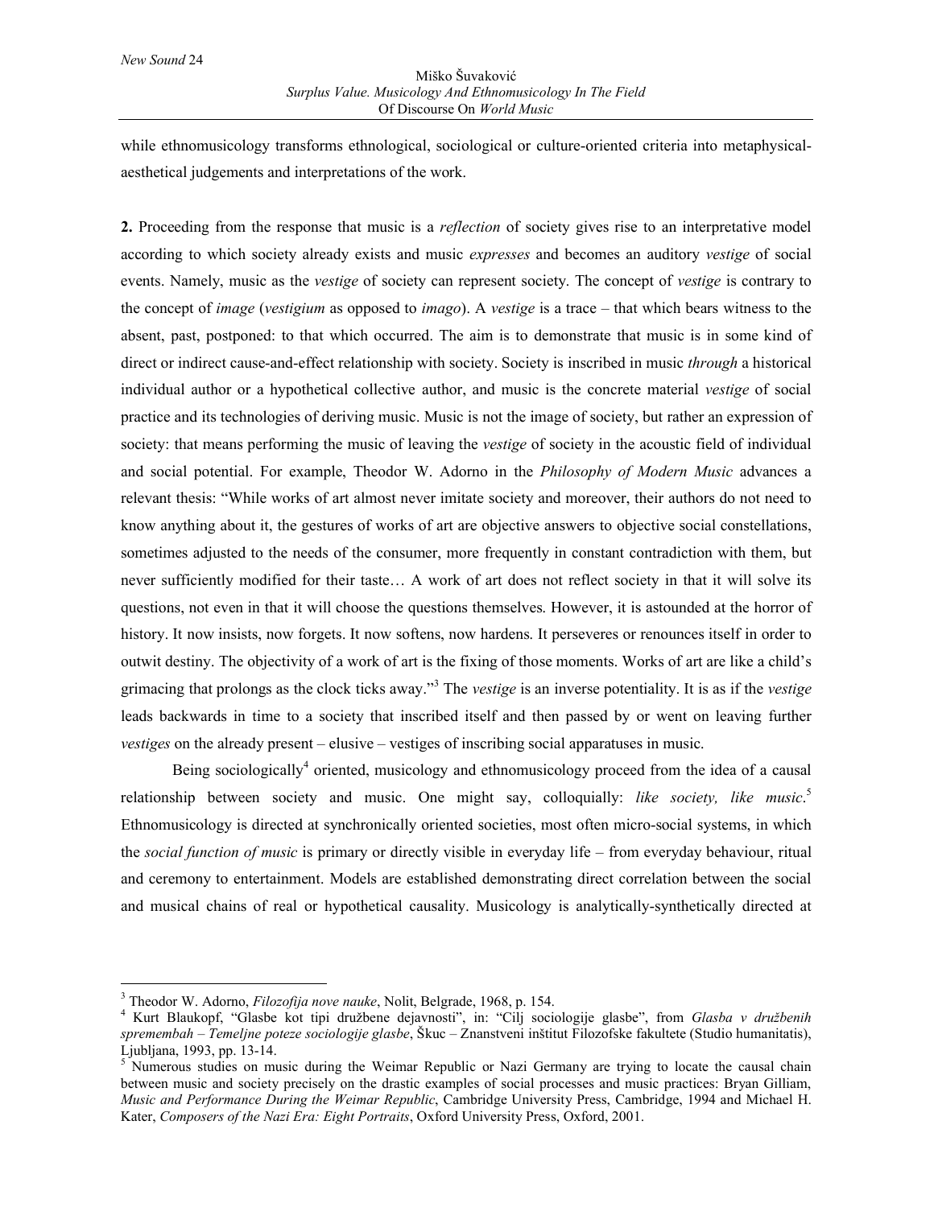while ethnomusicology transforms ethnological, sociological or culture-oriented criteria into metaphysical-aesthetical judgements and interpretations of the work.

**2.** Proceeding from the response that music is a *reflection* of society gives rise to an interpretative model according to which society already exists and music *expresses* and becomes an auditory *vestige* of social events. Namely, music as the *vestige* of society can represent society. The concept of *vestige* is contrary to the concept of *image* (*vestigium* as opposed to *imago*). A *vestige* is a trace – that which bears witness to the absent, past, postponed: to that which occurred. The aim is to demonstrate that music is in some kind of direct or indirect cause-and-effect relationship with society. Society is inscribed in music *through* a historical individual author or a hypothetical collective author, and music is the concrete material *vestige* of social practice and its technologies of deriving music. Music is not the image of society, but rather an expression of society: that means performing the music of leaving the *vestige* of society in the acoustic field of individual and social potential. For example, Theodor W. Adorno in the *Philosophy of Modern Music* advances a relevant thesis: "While works of art almost never imitate society and moreover, their authors do not need to know anything about it, the gestures of works of art are objective answers to objective social constellations, sometimes adjusted to the needs of the consumer, more frequently in constant contradiction with them, but never sufficiently modified for their taste… A work of art does not reflect society in that it will solve its questions, not even in that it will choose the questions themselves. However, it is astounded at the horror of history. It now insists, now forgets. It now softens, now hardens. It perseveres or renounces itself in order to outwit destiny. The objectivity of a work of art is the fixing of those moments. Works of art are like a child's grimacing that prolongs as the clock ticks away."[3] The *vestige* is an inverse potentiality. It is as if the *vestige* leads backwards in time to a society that inscribed itself and then passed by or went on leaving further *vestiges* on the already present – elusive – vestiges of inscribing social apparatuses in music.

Being sociologically[4] oriented, musicology and ethnomusicology proceed from the idea of a causal relationship between society and music. One might say, colloquially: *like society, like music*.[5] Ethnomusicology is directed at synchronically oriented societies, most often micro-social systems, in which the *social function of music* is primary or directly visible in everyday life – from everyday behaviour, ritual and ceremony to entertainment. Models are established demonstrating direct correlation between the social and musical chains of real or hypothetical causality. Musicology is analytically-synthetically directed at

---

[3] Theodor W. Adorno, *Filozofija nove nauke*, Nolit, Belgrade, 1968, p. 154.

[4] Kurt Blaukopf, "Glasbe kot tipi družbene dejavnosti", in: "Cilj sociologije glasbe", from *Glasba v družbenih spremembah – Temeljne poteze sociologije glasbe*, Škuc – Znanstveni inštitut Filozofske fakultete (Studio humanitatis), Ljubljana, 1993, pp. 13-14.

[5] Numerous studies on music during the Weimar Republic or Nazi Germany are trying to locate the causal chain between music and society precisely on the drastic examples of social processes and music practices: Bryan Gilliam, *Music and Performance During the Weimar Republic*, Cambridge University Press, Cambridge, 1994 and Michael H. Kater, *Composers of the Nazi Era: Eight Portraits*, Oxford University Press, Oxford, 2001.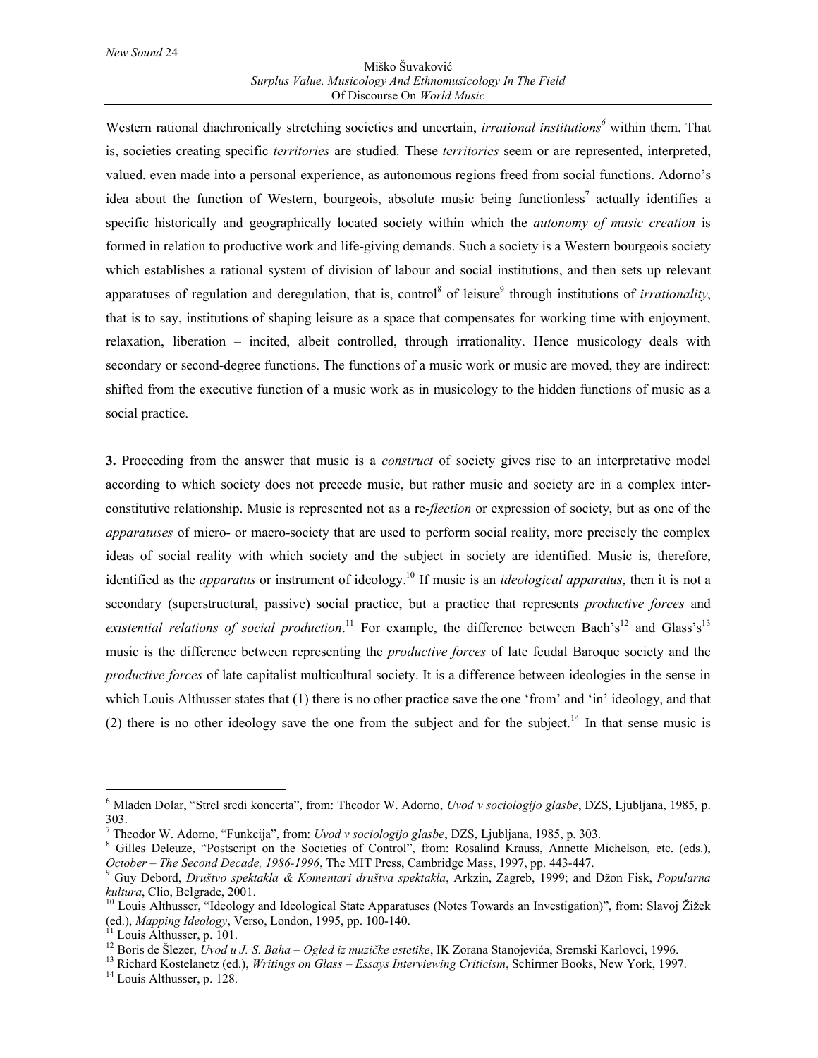Western rational diachronically stretching societies and uncertain, *irrational institutions*[6] within them. That is, societies creating specific *territories* are studied. These *territories* seem or are represented, interpreted, valued, even made into a personal experience, as autonomous regions freed from social functions. Adorno's idea about the function of Western, bourgeois, absolute music being functionless[7] actually identifies a specific historically and geographically located society within which the *autonomy of music creation* is formed in relation to productive work and life-giving demands. Such a society is a Western bourgeois society which establishes a rational system of division of labour and social institutions, and then sets up relevant apparatuses of regulation and deregulation, that is, control[8] of leisure[9] through institutions of *irrationality*, that is to say, institutions of shaping leisure as a space that compensates for working time with enjoyment, relaxation, liberation – incited, albeit controlled, through irrationality. Hence musicology deals with secondary or second-degree functions. The functions of a music work or music are moved, they are indirect: shifted from the executive function of a music work as in musicology to the hidden functions of music as a social practice.

**3.** Proceeding from the answer that music is a *construct* of society gives rise to an interpretative model according to which society does not precede music, but rather music and society are in a complex inter-constitutive relationship. Music is represented not as a re-*flection* or expression of society, but as one of the *apparatuses* of micro- or macro-society that are used to perform social reality, more precisely the complex ideas of social reality with which society and the subject in society are identified. Music is, therefore, identified as the *apparatus* or instrument of ideology.[10] If music is an *ideological apparatus*, then it is not a secondary (superstructural, passive) social practice, but a practice that represents *productive forces* and *existential relations of social production*.[11] For example, the difference between Bach's[12] and Glass's[13] music is the difference between representing the *productive forces* of late feudal Baroque society and the *productive forces* of late capitalist multicultural society. It is a difference between ideologies in the sense in which Louis Althusser states that (1) there is no other practice save the one 'from' and 'in' ideology, and that (2) there is no other ideology save the one from the subject and for the subject.[14] In that sense music is

---

[6] Mladen Dolar, "Strel sredi koncerta", from: Theodor W. Adorno, *Uvod v sociologijo glasbe*, DZS, Ljubljana, 1985, p. 303.

[7] Theodor W. Adorno, "Funkcija", from: *Uvod v sociologijo glasbe*, DZS, Ljubljana, 1985, p. 303.

[8] Gilles Deleuze, "Postscript on the Societies of Control", from: Rosalind Krauss, Annette Michelson, etc. (eds.), *October – The Second Decade, 1986-1996*, The MIT Press, Cambridge Mass, 1997, pp. 443-447.

[9] Guy Debord, *Društvo spektakla & Komentari društva spektakla*, Arkzin, Zagreb, 1999; and Džon Fisk, *Popularna kultura*, Clio, Belgrade, 2001.

[10] Louis Althusser, "Ideology and Ideological State Apparatuses (Notes Towards an Investigation)", from: Slavoj Žižek (ed.), *Mapping Ideology*, Verso, London, 1995, pp. 100-140.

[11] Louis Althusser, p. 101.

[12] Boris de Šlezer, *Uvod u J. S. Baha – Ogled iz muzičke estetike*, IK Zorana Stanojevića, Sremski Karlovci, 1996.

[13] Richard Kostelanetz (ed.), *Writings on Glass – Essays Interviewing Criticism*, Schirmer Books, New York, 1997.

[14] Louis Althusser, p. 128.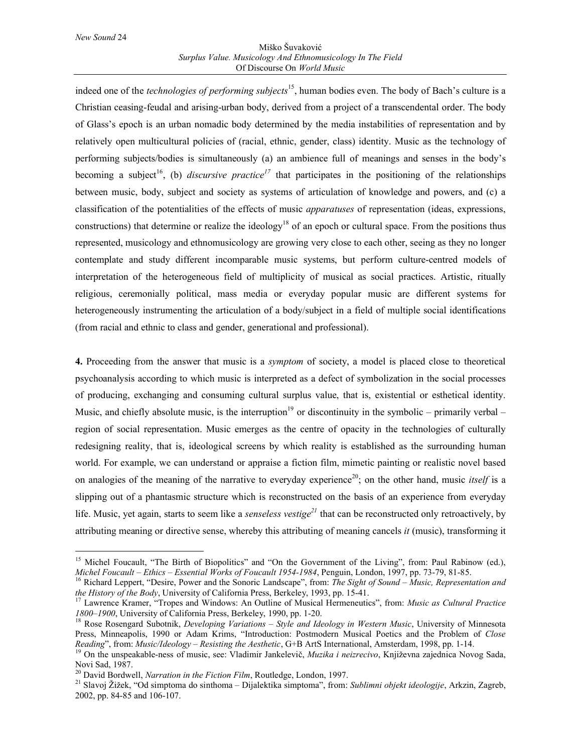indeed one of the *technologies of performing subjects*[15], human bodies even. The body of Bach's culture is a Christian ceasing-feudal and arising-urban body, derived from a project of a transcendental order. The body of Glass's epoch is an urban nomadic body determined by the media instabilities of representation and by relatively open multicultural policies of (racial, ethnic, gender, class) identity. Music as the technology of performing subjects/bodies is simultaneously (a) an ambience full of meanings and senses in the body's becoming a subject[16], (b) *discursive practice*[17] that participates in the positioning of the relationships between music, body, subject and society as systems of articulation of knowledge and powers, and (c) a classification of the potentialities of the effects of music *apparatuses* of representation (ideas, expressions, constructions) that determine or realize the ideology[18] of an epoch or cultural space. From the positions thus represented, musicology and ethnomusicology are growing very close to each other, seeing as they no longer contemplate and study different incomparable music systems, but perform culture-centred models of interpretation of the heterogeneous field of multiplicity of musical as social practices. Artistic, ritually religious, ceremonially political, mass media or everyday popular music are different systems for heterogeneously instrumenting the articulation of a body/subject in a field of multiple social identifications (from racial and ethnic to class and gender, generational and professional).

**4.** Proceeding from the answer that music is a *symptom* of society, a model is placed close to theoretical psychoanalysis according to which music is interpreted as a defect of symbolization in the social processes of producing, exchanging and consuming cultural surplus value, that is, existential or esthetical identity. Music, and chiefly absolute music, is the interruption[19] or discontinuity in the symbolic – primarily verbal – region of social representation. Music emerges as the centre of opacity in the technologies of culturally redesigning reality, that is, ideological screens by which reality is established as the surrounding human world. For example, we can understand or appraise a fiction film, mimetic painting or realistic novel based on analogies of the meaning of the narrative to everyday experience[20]; on the other hand, music *itself* is a slipping out of a phantasmic structure which is reconstructed on the basis of an experience from everyday life. Music, yet again, starts to seem like a *senseless vestige*[21] that can be reconstructed only retroactively, by attributing meaning or directive sense, whereby this attributing of meaning cancels *it* (music), transforming it

---

[15] Michel Foucault, "The Birth of Biopolitics" and "On the Government of the Living", from: Paul Rabinow (ed.), *Michel Foucault – Ethics – Essential Works of Foucault 1954-1984*, Penguin, London, 1997, pp. 73-79, 81-85.

[16] Richard Leppert, "Desire, Power and the Sonoric Landscape", from: *The Sight of Sound – Music, Representation and the History of the Body*, University of California Press, Berkeley, 1993, pp. 15-41.

[17] Lawrence Kramer, "Tropes and Windows: An Outline of Musical Hermeneutics", from: *Music as Cultural Practice 1800–1900*, University of California Press, Berkeley, 1990, pp. 1-20.

[18] Rose Rosengard Subotnik, *Developing Variations – Style and Ideology in Western Music*, University of Minnesota Press, Minneapolis, 1990 or Adam Krims, "Introduction: Postmodern Musical Poetics and the Problem of *Close Reading*", from: *Music/Ideology – Resisting the Aesthetic*, G+B ArtS International, Amsterdam, 1998, pp. 1-14.

[19] On the unspeakable-ness of music, see: Vladimir Jankelevič, *Muzika i neizrecivo*, Književna zajednica Novog Sada, Novi Sad, 1987.

[20] David Bordwell, *Narration in the Fiction Film*, Routledge, London, 1997.

[21] Slavoj Žižek, "Od simptoma do sinthoma – Dijalektika simptoma", from: *Sublimni objekt ideologije*, Arkzin, Zagreb, 2002, pp. 84-85 and 106-107.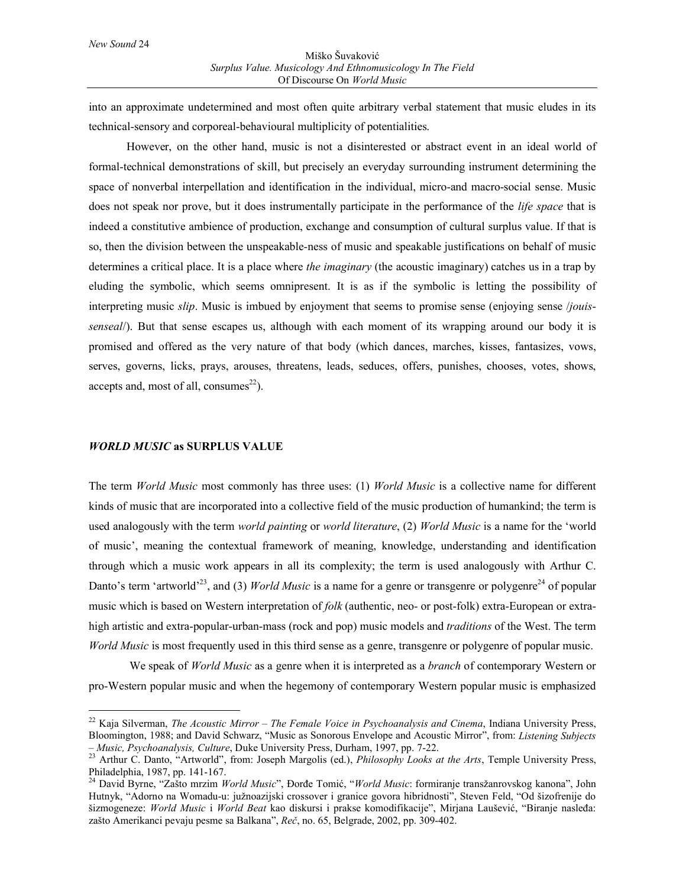into an approximate undetermined and most often quite arbitrary verbal statement that music eludes in its technical-sensory and corporeal-behavioural multiplicity of potentialities.

However, on the other hand, music is not a disinterested or abstract event in an ideal world of formal-technical demonstrations of skill, but precisely an everyday surrounding instrument determining the space of nonverbal interpellation and identification in the individual, micro-and macro-social sense. Music does not speak nor prove, but it does instrumentally participate in the performance of the *life space* that is indeed a constitutive ambience of production, exchange and consumption of cultural surplus value. If that is so, then the division between the unspeakable-ness of music and speakable justifications on behalf of music determines a critical place. It is a place where *the imaginary* (the acoustic imaginary) catches us in a trap by eluding the symbolic, which seems omnipresent. It is as if the symbolic is letting the possibility of interpreting music *slip*. Music is imbued by enjoyment that seems to promise sense (enjoying sense /*jouis-senseal*/). But that sense escapes us, although with each moment of its wrapping around our body it is promised and offered as the very nature of that body (which dances, marches, kisses, fantasizes, vows, serves, governs, licks, prays, arouses, threatens, leads, seduces, offers, punishes, chooses, votes, shows, accepts and, most of all, consumes[22]).

## *WORLD MUSIC* as SURPLUS VALUE

The term *World Music* most commonly has three uses: (1) *World Music* is a collective name for different kinds of music that are incorporated into a collective field of the music production of humankind; the term is used analogously with the term *world painting* or *world literature*, (2) *World Music* is a name for the 'world of music', meaning the contextual framework of meaning, knowledge, understanding and identification through which a music work appears in all its complexity; the term is used analogously with Arthur C. Danto's term 'artworld'[23], and (3) *World Music* is a name for a genre or transgenre or polygenre[24] of popular music which is based on Western interpretation of *folk* (authentic, neo- or post-folk) extra-European or extra-high artistic and extra-popular-urban-mass (rock and pop) music models and *traditions* of the West. The term *World Music* is most frequently used in this third sense as a genre, transgenre or polygenre of popular music.

We speak of *World Music* as a genre when it is interpreted as a *branch* of contemporary Western or pro-Western popular music and when the hegemony of contemporary Western popular music is emphasized

---

[22] Kaja Silverman, *The Acoustic Mirror – The Female Voice in Psychoanalysis and Cinema*, Indiana University Press, Bloomington, 1988; and David Schwarz, "Music as Sonorous Envelope and Acoustic Mirror", from: *Listening Subjects – Music, Psychoanalysis, Culture*, Duke University Press, Durham, 1997, pp. 7-22.

[23] Arthur C. Danto, "Artworld", from: Joseph Margolis (ed.), *Philosophy Looks at the Arts*, Temple University Press, Philadelphia, 1987, pp. 141-167.

[24] David Byrne, "Zašto mrzim *World Music*", Đorđe Tomić, "*World Music*: formiranje transžanrovskog kanona", John Hutnyk, "Adorno na Womadu-u: južnoazijski crossover i granice govora hibridnosti", Steven Feld, "Od šizofrenije do šizmogeneze: *World Music* i *World Beat* kao diskursi i prakse komodifikacije", Mirjana Laušević, "Biranje nasleđa: zašto Amerikanci pevaju pesme sa Balkana", *Reč*, no. 65, Belgrade, 2002, pp. 309-402.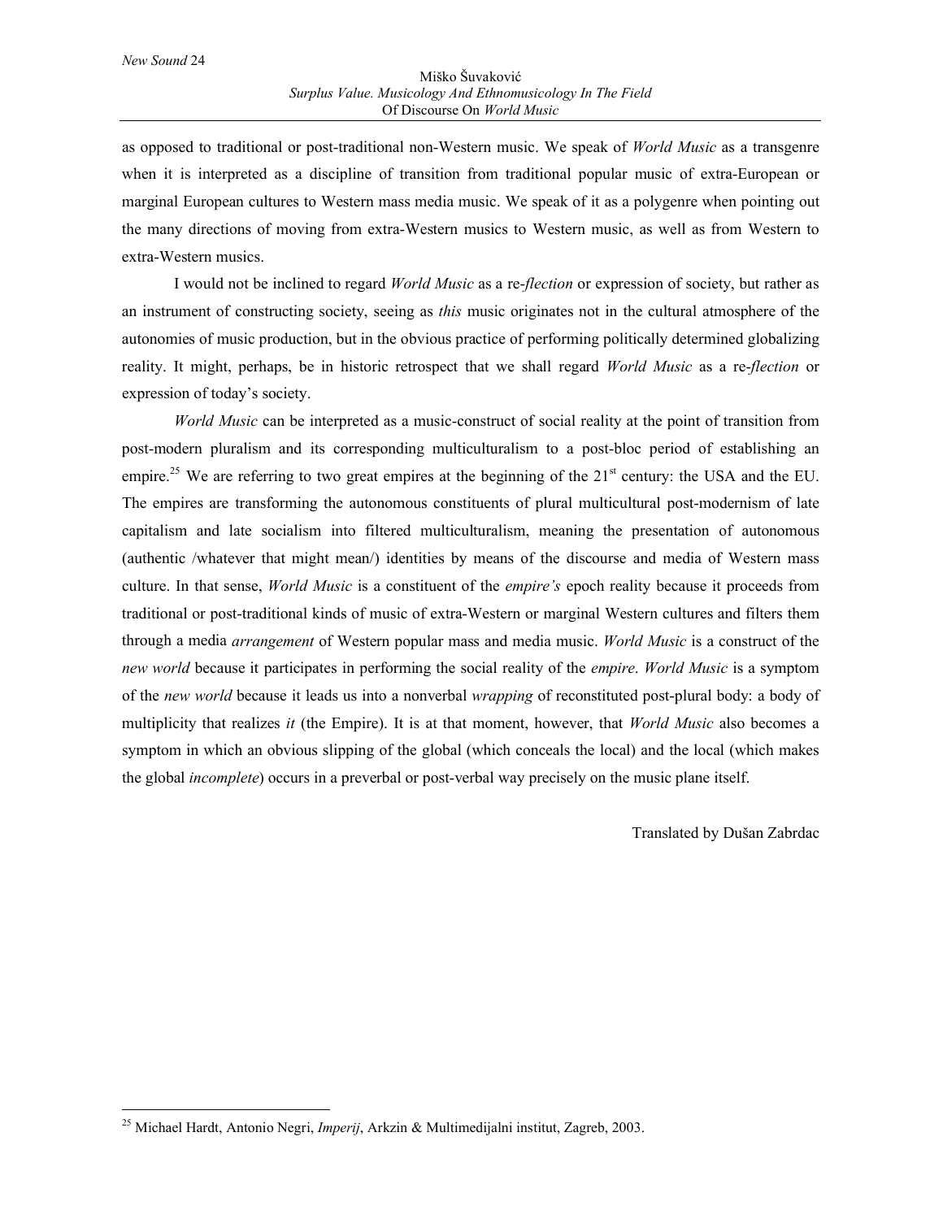as opposed to traditional or post-traditional non-Western music. We speak of *World Music* as a transgenre when it is interpreted as a discipline of transition from traditional popular music of extra-European or marginal European cultures to Western mass media music. We speak of it as a polygenre when pointing out the many directions of moving from extra-Western musics to Western music, as well as from Western to extra-Western musics.

I would not be inclined to regard *World Music* as a re-*flection* or expression of society, but rather as an instrument of constructing society, seeing as *this* music originates not in the cultural atmosphere of the autonomies of music production, but in the obvious practice of performing politically determined globalizing reality. It might, perhaps, be in historic retrospect that we shall regard *World Music* as a re-*flection* or expression of today's society.

*World Music* can be interpreted as a music-construct of social reality at the point of transition from post-modern pluralism and its corresponding multiculturalism to a post-bloc period of establishing an empire.[25] We are referring to two great empires at the beginning of the 21st century: the USA and the EU. The empires are transforming the autonomous constituents of plural multicultural post-modernism of late capitalism and late socialism into filtered multiculturalism, meaning the presentation of autonomous (authentic /whatever that might mean/) identities by means of the discourse and media of Western mass culture. In that sense, *World Music* is a constituent of the *empire's* epoch reality because it proceeds from traditional or post-traditional kinds of music of extra-Western or marginal Western cultures and filters them through a media *arrangement* of Western popular mass and media music. *World Music* is a construct of the *new world* because it participates in performing the social reality of the *empire*. *World Music* is a symptom of the *new world* because it leads us into a nonverbal *wrapping* of reconstituted post-plural body: a body of multiplicity that realizes *it* (the Empire). It is at that moment, however, that *World Music* also becomes a symptom in which an obvious slipping of the global (which conceals the local) and the local (which makes the global *incomplete*) occurs in a preverbal or post-verbal way precisely on the music plane itself.

Translated by Dušan Zabrdac

---

[25] Michael Hardt, Antonio Negri, *Imperij*, Arkzin & Multimedijalni institut, Zagreb, 2003.